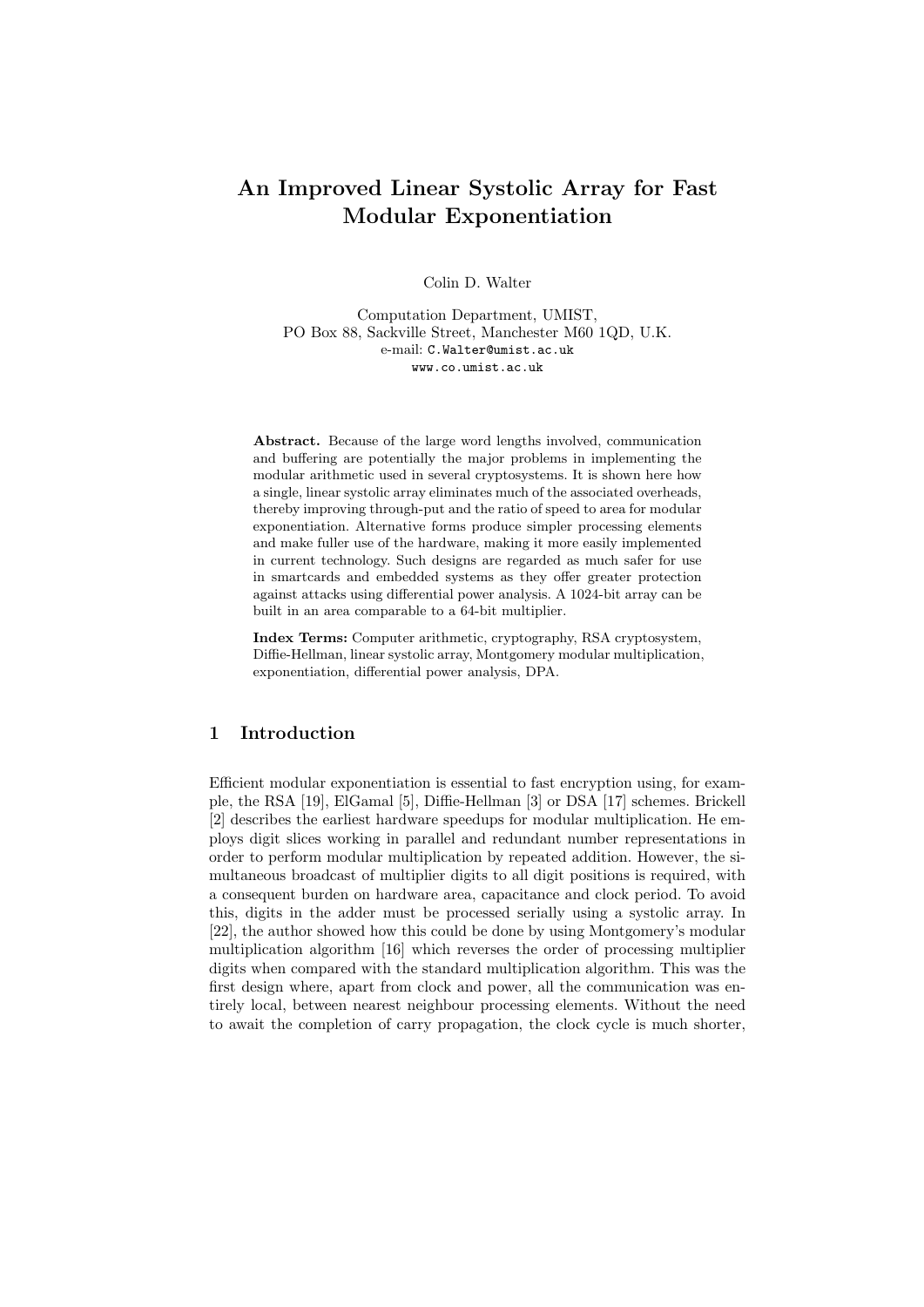# An Improved Linear Systolic Array for Fast Modular Exponentiation

Colin D. Walter

Computation Department, UMIST,
PO Box 88, Sackville Street, Manchester M60 1QD, U.K.
e-mail: C.Walter@umist.ac.uk
www.co.umist.ac.uk

**Abstract.** Because of the large word lengths involved, communication and buffering are potentially the major problems in implementing the modular arithmetic used in several cryptosystems. It is shown here how a single, linear systolic array eliminates much of the associated overheads, thereby improving through-put and the ratio of speed to area for modular exponentiation. Alternative forms produce simpler processing elements and make fuller use of the hardware, making it more easily implemented in current technology. Such designs are regarded as much safer for use in smartcards and embedded systems as they offer greater protection against attacks using differential power analysis. A 1024-bit array can be built in an area comparable to a 64-bit multiplier.

**Index Terms:** Computer arithmetic, cryptography, RSA cryptosystem, Diffie-Hellman, linear systolic array, Montgomery modular multiplication, exponentiation, differential power analysis, DPA.

## 1 Introduction

Efficient modular exponentiation is essential to fast encryption using, for example, the RSA [19], ElGamal [5], Diffie-Hellman [3] or DSA [17] schemes. Brickell [2] describes the earliest hardware speedups for modular multiplication. He employs digit slices working in parallel and redundant number representations in order to perform modular multiplication by repeated addition. However, the simultaneous broadcast of multiplier digits to all digit positions is required, with a consequent burden on hardware area, capacitance and clock period. To avoid this, digits in the adder must be processed serially using a systolic array. In [22], the author showed how this could be done by using Montgomery's modular multiplication algorithm [16] which reverses the order of processing multiplier digits when compared with the standard multiplication algorithm. This was the first design where, apart from clock and power, all the communication was entirely local, between nearest neighbour processing elements. Without the need to await the completion of carry propagation, the clock cycle is much shorter,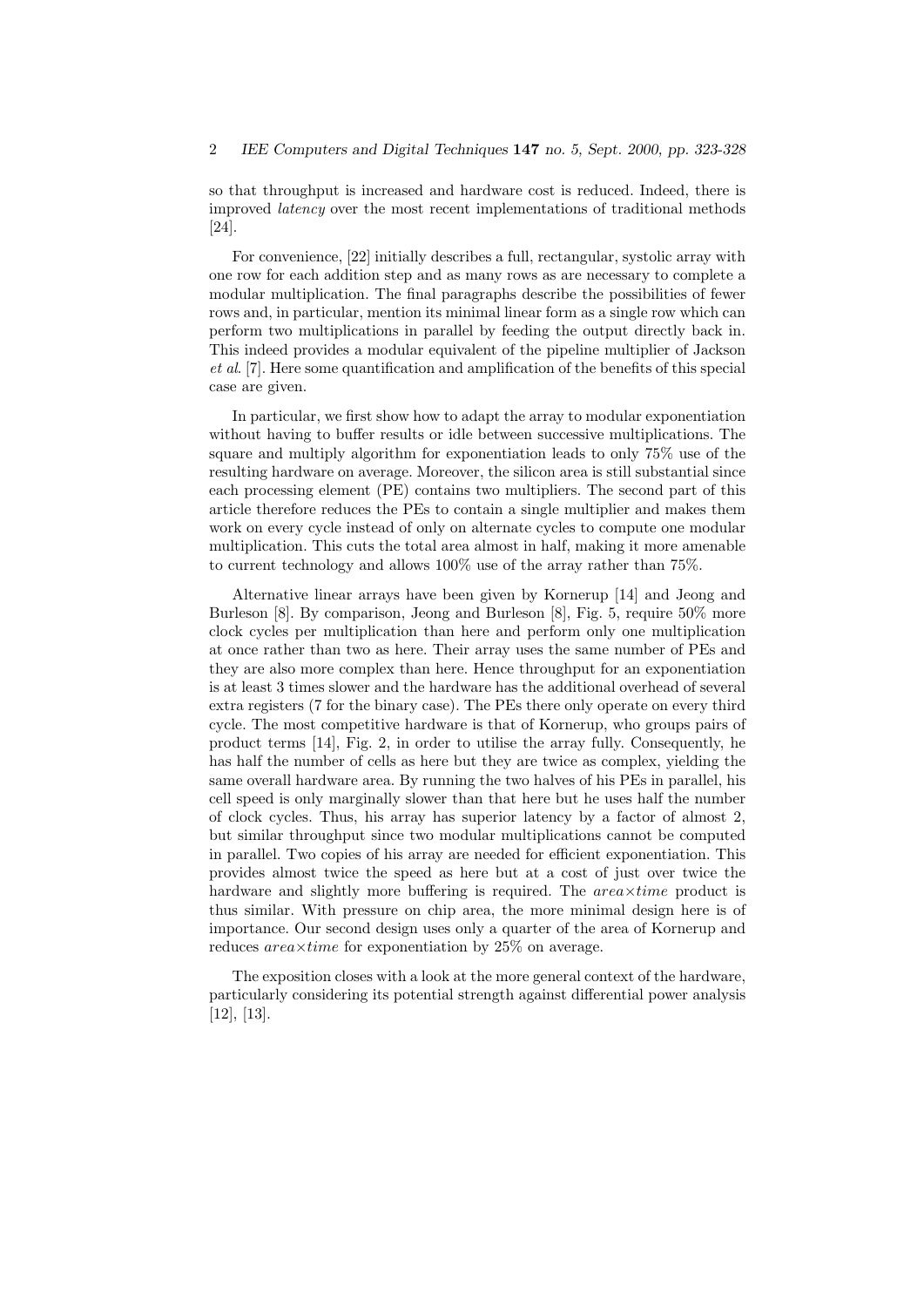so that throughput is increased and hardware cost is reduced. Indeed, there is improved *latency* over the most recent implementations of traditional methods [24].

For convenience, [22] initially describes a full, rectangular, systolic array with one row for each addition step and as many rows as are necessary to complete a modular multiplication. The final paragraphs describe the possibilities of fewer rows and, in particular, mention its minimal linear form as a single row which can perform two multiplications in parallel by feeding the output directly back in. This indeed provides a modular equivalent of the pipeline multiplier of Jackson *et al*. [7]. Here some quantification and amplification of the benefits of this special case are given.

In particular, we first show how to adapt the array to modular exponentiation without having to buffer results or idle between successive multiplications. The square and multiply algorithm for exponentiation leads to only 75% use of the resulting hardware on average. Moreover, the silicon area is still substantial since each processing element (PE) contains two multipliers. The second part of this article therefore reduces the PEs to contain a single multiplier and makes them work on every cycle instead of only on alternate cycles to compute one modular multiplication. This cuts the total area almost in half, making it more amenable to current technology and allows 100% use of the array rather than 75%.

Alternative linear arrays have been given by Kornerup [14] and Jeong and Burleson [8]. By comparison, Jeong and Burleson [8], Fig. 5, require 50% more clock cycles per multiplication than here and perform only one multiplication at once rather than two as here. Their array uses the same number of PEs and they are also more complex than here. Hence throughput for an exponentiation is at least 3 times slower and the hardware has the additional overhead of several extra registers (7 for the binary case). The PEs there only operate on every third cycle. The most competitive hardware is that of Kornerup, who groups pairs of product terms [14], Fig. 2, in order to utilise the array fully. Consequently, he has half the number of cells as here but they are twice as complex, yielding the same overall hardware area. By running the two halves of his PEs in parallel, his cell speed is only marginally slower than that here but he uses half the number of clock cycles. Thus, his array has superior latency by a factor of almost 2, but similar throughput since two modular multiplications cannot be computed in parallel. Two copies of his array are needed for efficient exponentiation. This provides almost twice the speed as here but at a cost of just over twice the hardware and slightly more buffering is required. The $area \times time$ product is thus similar. With pressure on chip area, the more minimal design here is of importance. Our second design uses only a quarter of the area of Kornerup and reduces $area \times time$ for exponentiation by 25% on average.

The exposition closes with a look at the more general context of the hardware, particularly considering its potential strength against differential power analysis [12], [13].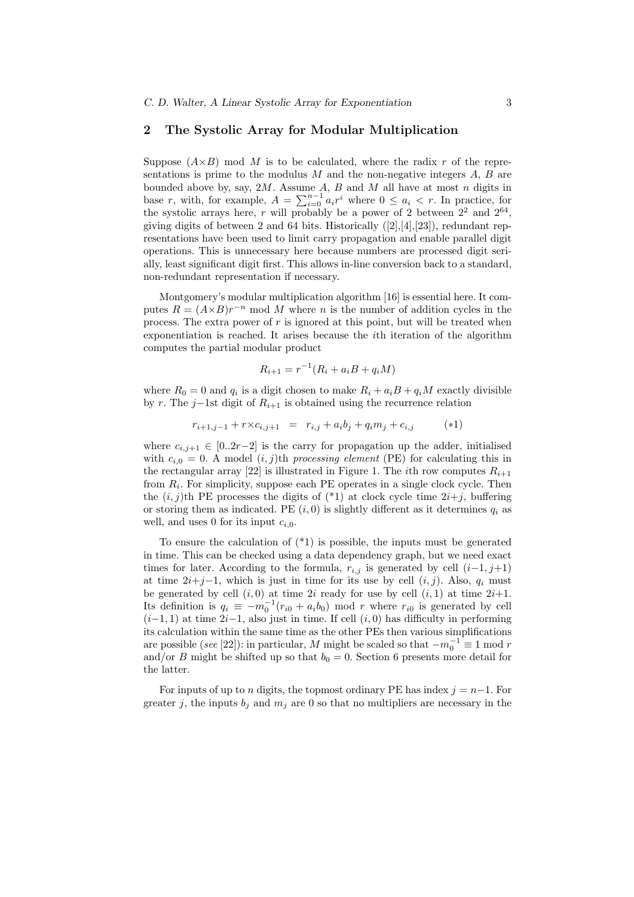## 2 The Systolic Array for Modular Multiplication

Suppose $(A \times B) \bmod M$ is to be calculated, where the radix $r$ of the representations is prime to the modulus $M$ and the non-negative integers $A$, $B$ are bounded above by, say, $2M$. Assume $A$, $B$ and $M$ all have at most $n$ digits in base $r$, with, for example, $A = \sum_{i=0}^{n-1} a_i r^i$ where $0 \le a_i < r$. In practice, for the systolic arrays here, $r$ will probably be a power of 2 between $2^2$ and $2^{64}$, giving digits of between 2 and 64 bits. Historically ([2],[4],[23]), redundant representations have been used to limit carry propagation and enable parallel digit operations. This is unnecessary here because numbers are processed digit serially, least significant digit first. This allows in-line conversion back to a standard, non-redundant representation if necessary.

Montgomery's modular multiplication algorithm [16] is essential here. It computes $R = (A \times B) r^{-n} \bmod M$ where $n$ is the number of addition cycles in the process. The extra power of $r$ is ignored at this point, but will be treated when exponentiation is reached. It arises because the $i$th iteration of the algorithm computes the partial modular product

$$R_{i+1} = r^{-1}(R_i + a_i B + q_i M)$$

where $R_0 = 0$ and $q_i$ is a digit chosen to make $R_i + a_i B + q_i M$ exactly divisible by $r$. The $j{-}1$st digit of $R_{i+1}$ is obtained using the recurrence relation

$$r_{i+1,j-1} + r \times c_{i,j+1} \;\;=\;\; r_{i,j} + a_i b_j + q_i m_j + c_{i,j} \qquad\qquad (*1)$$

where $c_{i,j+1} \in [0..2r{-}2]$ is the carry for propagation up the adder, initialised with $c_{i,0} = 0$. A model $(i,j)$th *processing element* (PE) for calculating this in the rectangular array [22] is illustrated in Figure 1. The $i$th row computes $R_{i+1}$ from $R_i$. For simplicity, suppose each PE operates in a single clock cycle. Then the $(i,j)$th PE processes the digits of (*1) at clock cycle time $2i{+}j$, buffering or storing them as indicated. PE $(i,0)$ is slightly different as it determines $q_i$ as well, and uses 0 for its input $c_{i,0}$.

To ensure the calculation of (*1) is possible, the inputs must be generated in time. This can be checked using a data dependency graph, but we need exact times for later. According to the formula, $r_{i,j}$ is generated by cell $(i{-}1, j{+}1)$ at time $2i{+}j{-}1$, which is just in time for its use by cell $(i,j)$. Also, $q_i$ must be generated by cell $(i,0)$ at time $2i$ ready for use by cell $(i,1)$ at time $2i{+}1$. Its definition is $q_i \equiv -m_0^{-1}(r_{i0} + a_i b_0) \bmod r$ where $r_{i0}$ is generated by cell $(i{-}1,1)$ at time $2i{-}1$, also just in time. If cell $(i,0)$ has difficulty in performing its calculation within the same time as the other PEs then various simplifications are possible (*see* [22]): in particular, $M$ might be scaled so that $-m_0^{-1} \equiv 1 \bmod r$ and/or $B$ might be shifted up so that $b_0 = 0$. Section 6 presents more detail for the latter.

For inputs of up to $n$ digits, the topmost ordinary PE has index $j = n{-}1$. For greater $j$, the inputs $b_j$ and $m_j$ are 0 so that no multipliers are necessary in the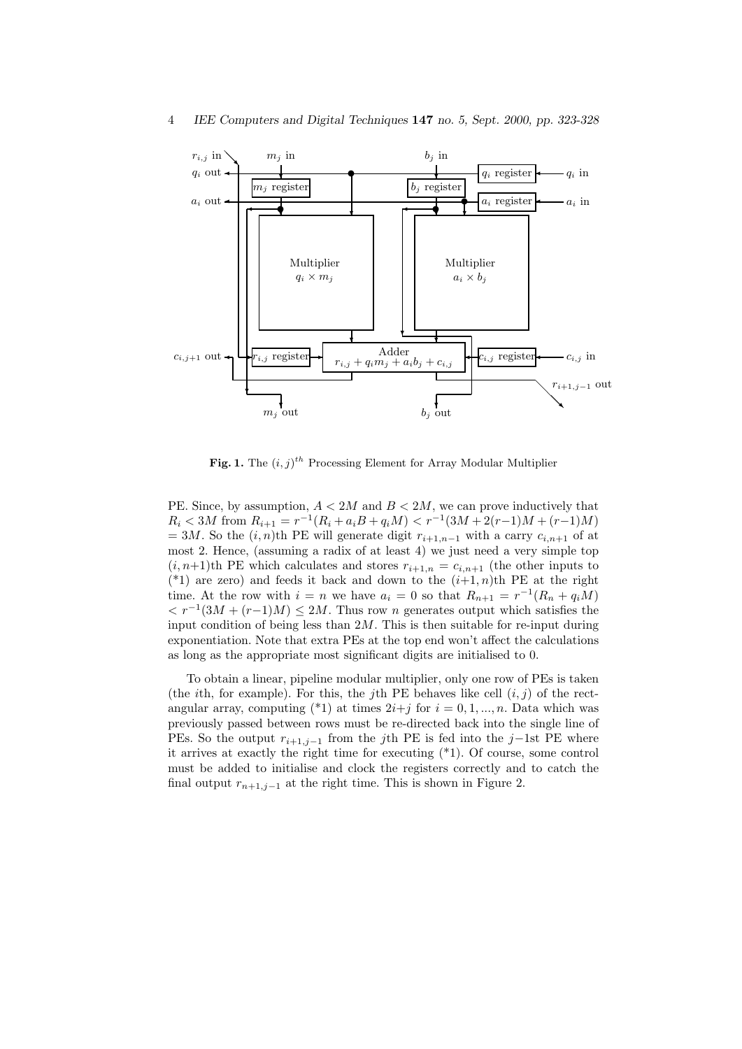**Fig. 1.** The $(i,j)^{th}$ Processing Element for Array Modular Multiplier

PE. Since, by assumption, $A < 2M$ and $B < 2M$, we can prove inductively that $R_i < 3M$ from $R_{i+1} = r^{-1}(R_i + a_iB + q_iM) < r^{-1}(3M + 2(r-1)M + (r-1)M) = 3M$. So the $(i,n)$th PE will generate digit $r_{i+1,n-1}$ with a carry $c_{i,n+1}$ of at most 2. Hence, (assuming a radix of at least 4) we just need a very simple top $(i, n+1)$th PE which calculates and stores $r_{i+1,n} = c_{i,n+1}$ (the other inputs to (*1) are zero) and feeds it back and down to the $(i+1,n)$th PE at the right time. At the row with $i = n$ we have $a_i = 0$ so that $R_{n+1} = r^{-1}(R_n + q_iM) < r^{-1}(3M + (r-1)M) \leq 2M$. Thus row $n$ generates output which satisfies the input condition of being less than $2M$. This is then suitable for re-input during exponentiation. Note that extra PEs at the top end won't affect the calculations as long as the appropriate most significant digits are initialised to 0.

To obtain a linear, pipeline modular multiplier, only one row of PEs is taken (the $i$th, for example). For this, the $j$th PE behaves like cell $(i,j)$ of the rectangular array, computing (*1) at times $2i+j$ for $i = 0, 1, ..., n$. Data which was previously passed between rows must be re-directed back into the single line of PEs. So the output $r_{i+1,j-1}$ from the $j$th PE is fed into the $j-1$st PE where it arrives at exactly the right time for executing (*1). Of course, some control must be added to initialise and clock the registers correctly and to catch the final output $r_{n+1,j-1}$ at the right time. This is shown in Figure 2.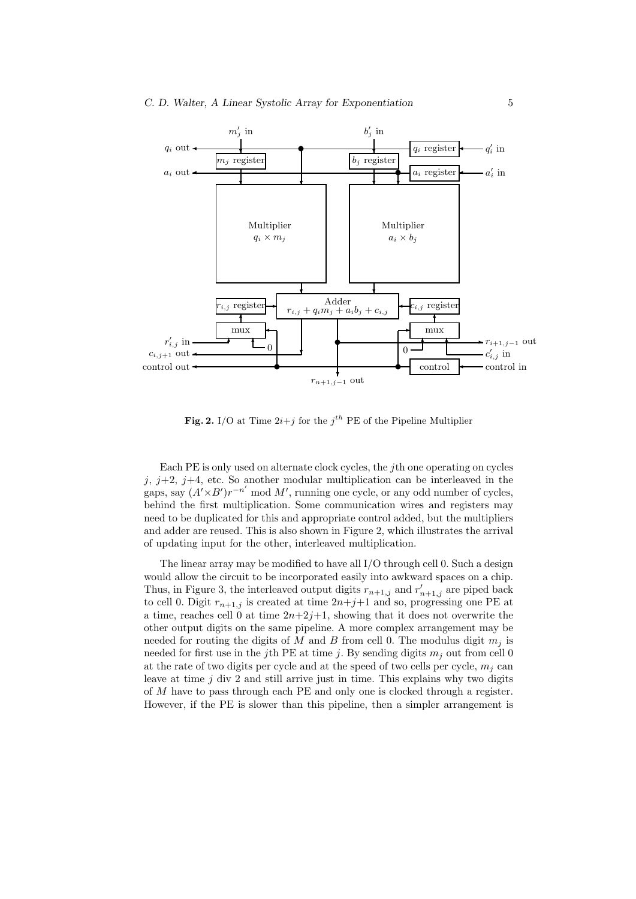**Fig. 2.** I/O at Time $2i+j$ for the $j^{th}$ PE of the Pipeline Multiplier

Each PE is only used on alternate clock cycles, the $j$th one operating on cycles $j$, $j+2$, $j+4$, etc. So another modular multiplication can be interleaved in the gaps, say $(A'\times B')r^{-n'} \bmod M'$, running one cycle, or any odd number of cycles, behind the first multiplication. Some communication wires and registers may need to be duplicated for this and appropriate control added, but the multipliers and adder are reused. This is also shown in Figure 2, which illustrates the arrival of updating input for the other, interleaved multiplication.

The linear array may be modified to have all I/O through cell 0. Such a design would allow the circuit to be incorporated easily into awkward spaces on a chip. Thus, in Figure 3, the interleaved output digits $r_{n+1,j}$ and $r'_{n+1,j}$ are piped back to cell 0. Digit $r_{n+1,j}$ is created at time $2n+j+1$ and so, progressing one PE at a time, reaches cell 0 at time $2n+2j+1$, showing that it does not overwrite the other output digits on the same pipeline. A more complex arrangement may be needed for routing the digits of $M$ and $B$ from cell 0. The modulus digit $m_j$ is needed for first use in the $j$th PE at time $j$. By sending digits $m_j$ out from cell 0 at the rate of two digits per cycle and at the speed of two cells per cycle, $m_j$ can leave at time $j$ div 2 and still arrive just in time. This explains why two digits of $M$ have to pass through each PE and only one is clocked through a register. However, if the PE is slower than this pipeline, then a simpler arrangement is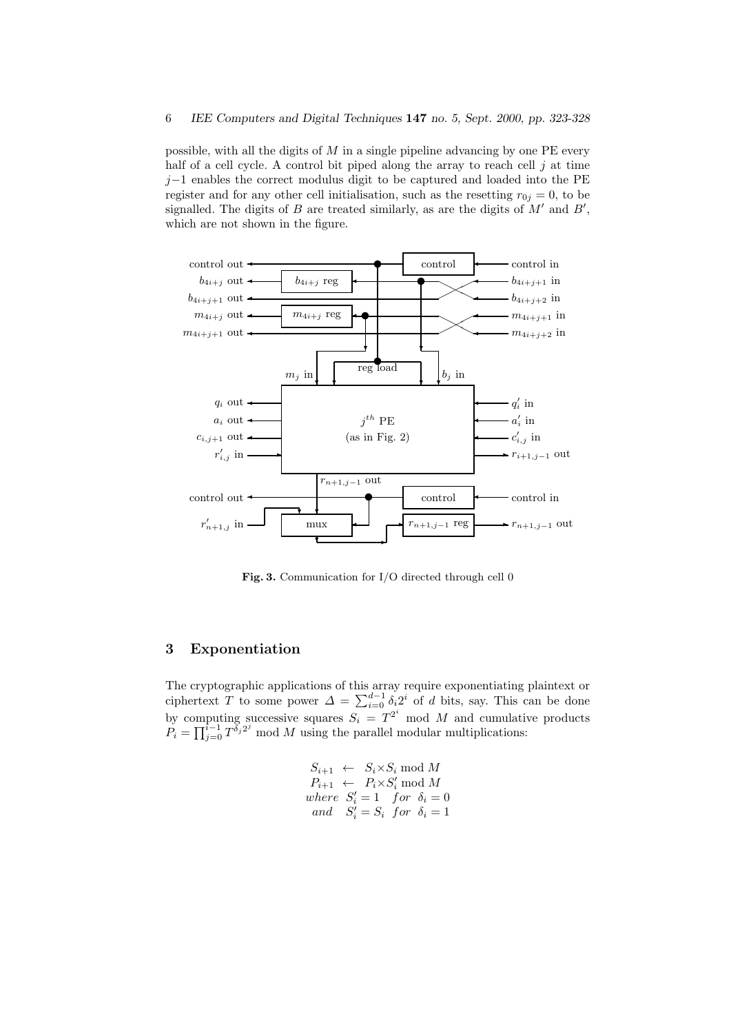possible, with all the digits of $M$ in a single pipeline advancing by one PE every half of a cell cycle. A control bit piped along the array to reach cell $j$ at time $j-1$ enables the correct modulus digit to be captured and loaded into the PE register and for any other cell initialisation, such as the resetting $r_{0j} = 0$, to be signalled. The digits of $B$ are treated similarly, as are the digits of $M'$ and $B'$, which are not shown in the figure.

**Fig. 3.** Communication for I/O directed through cell 0

## 3 Exponentiation

The cryptographic applications of this array require exponentiating plaintext or ciphertext $T$ to some power $\Delta = \sum_{i=0}^{d-1} \delta_i 2^i$ of $d$ bits, say. This can be done by computing successive squares $S_i = T^{2^i} \bmod M$ and cumulative products $P_i = \prod_{j=0}^{i-1} T^{\delta_j 2^j} \bmod M$ using the parallel modular multiplications:

$$
\begin{array}{rcl}
S_{i+1} & \leftarrow & S_i \times S_i \bmod M \\
P_{i+1} & \leftarrow & P_i \times S'_i \bmod M \\
\textit{where} & & S'_i = 1 \quad \textit{for} \ \ \delta_i = 0 \\
\textit{and} & & S'_i = S_i \ \ \textit{for} \ \ \delta_i = 1
\end{array}
$$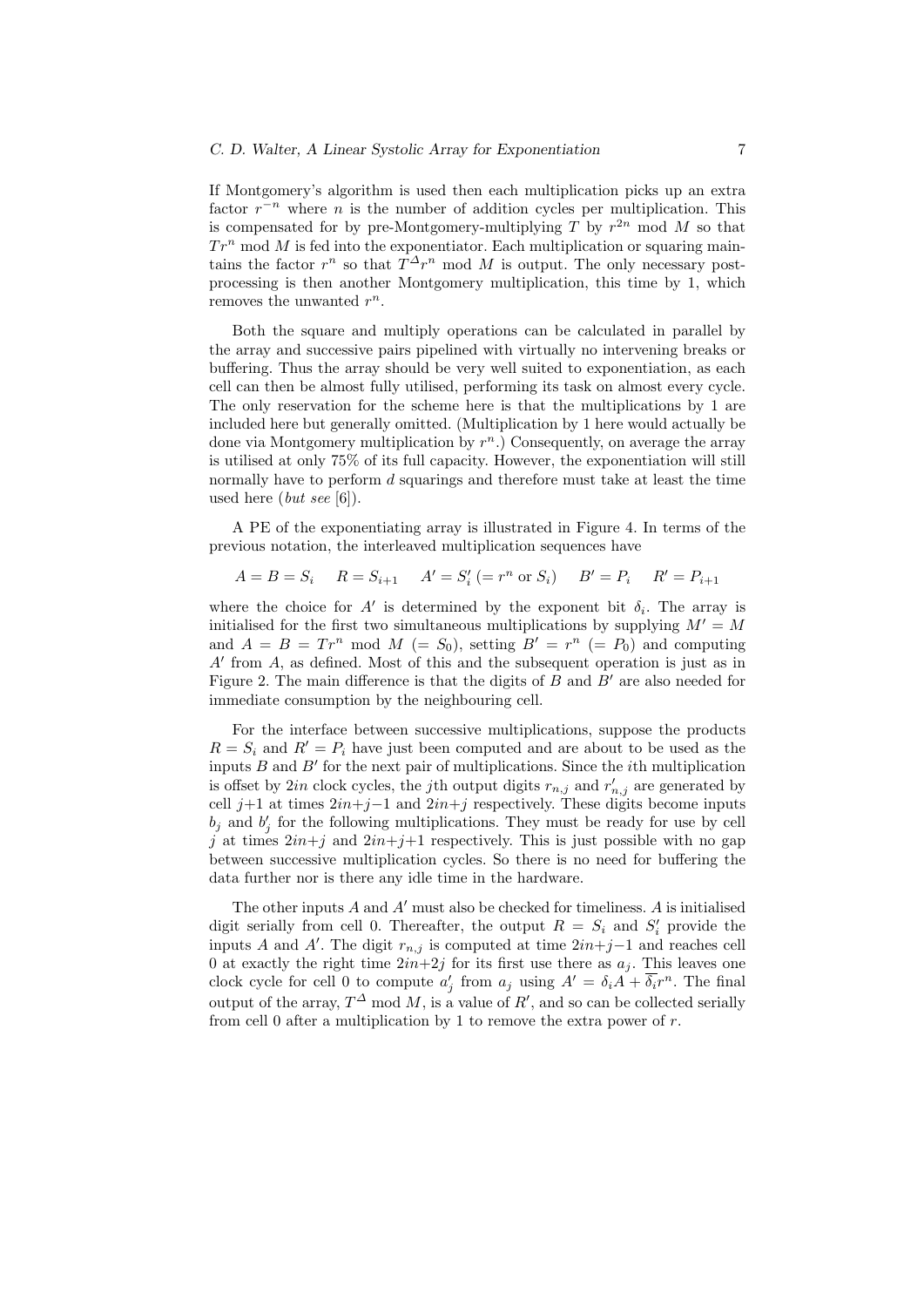If Montgomery's algorithm is used then each multiplication picks up an extra factor $r^{-n}$ where $n$ is the number of addition cycles per multiplication. This is compensated for by pre-Montgomery-multiplying $T$ by $r^{2n}$ mod $M$ so that $Tr^n$ mod $M$ is fed into the exponentiator. Each multiplication or squaring maintains the factor $r^n$ so that $T^{\Delta}r^n$ mod $M$ is output. The only necessary post-processing is then another Montgomery multiplication, this time by 1, which removes the unwanted $r^n$.

Both the square and multiply operations can be calculated in parallel by the array and successive pairs pipelined with virtually no intervening breaks or buffering. Thus the array should be very well suited to exponentiation, as each cell can then be almost fully utilised, performing its task on almost every cycle. The only reservation for the scheme here is that the multiplications by 1 are included here but generally omitted. (Multiplication by 1 here would actually be done via Montgomery multiplication by $r^n$.) Consequently, on average the array is utilised at only 75% of its full capacity. However, the exponentiation will still normally have to perform $d$ squarings and therefore must take at least the time used here (*but see* [6]).

A PE of the exponentiating array is illustrated in Figure 4. In terms of the previous notation, the interleaved multiplication sequences have

$$A = B = S_i \quad R = S_{i+1} \quad A' = S'_i\ (= r^n \text{ or } S_i) \quad B' = P_i \quad R' = P_{i+1}$$

where the choice for $A'$ is determined by the exponent bit $\delta_i$. The array is initialised for the first two simultaneous multiplications by supplying $M' = M$ and $A = B = Tr^n \bmod M$ $(= S_0)$, setting $B' = r^n$ $(= P_0)$ and computing $A'$ from $A$, as defined. Most of this and the subsequent operation is just as in Figure 2. The main difference is that the digits of $B$ and $B'$ are also needed for immediate consumption by the neighbouring cell.

For the interface between successive multiplications, suppose the products $R = S_i$ and $R' = P_i$ have just been computed and are about to be used as the inputs $B$ and $B'$ for the next pair of multiplications. Since the $i$th multiplication is offset by $2in$ clock cycles, the $j$th output digits $r_{n,j}$ and $r'_{n,j}$ are generated by cell $j{+}1$ at times $2in{+}j{-}1$ and $2in{+}j$ respectively. These digits become inputs $b_j$ and $b'_j$ for the following multiplications. They must be ready for use by cell $j$ at times $2in{+}j$ and $2in{+}j{+}1$ respectively. This is just possible with no gap between successive multiplication cycles. So there is no need for buffering the data further nor is there any idle time in the hardware.

The other inputs $A$ and $A'$ must also be checked for timeliness. $A$ is initialised digit serially from cell 0. Thereafter, the output $R = S_i$ and $S'_i$ provide the inputs $A$ and $A'$. The digit $r_{n,j}$ is computed at time $2in{+}j{-}1$ and reaches cell 0 at exactly the right time $2in{+}2j$ for its first use there as $a_j$. This leaves one clock cycle for cell 0 to compute $a'_j$ from $a_j$ using $A' = \delta_i A + \overline{\delta_i} r^n$. The final output of the array, $T^{\Delta}$ mod $M$, is a value of $R'$, and so can be collected serially from cell 0 after a multiplication by 1 to remove the extra power of $r$.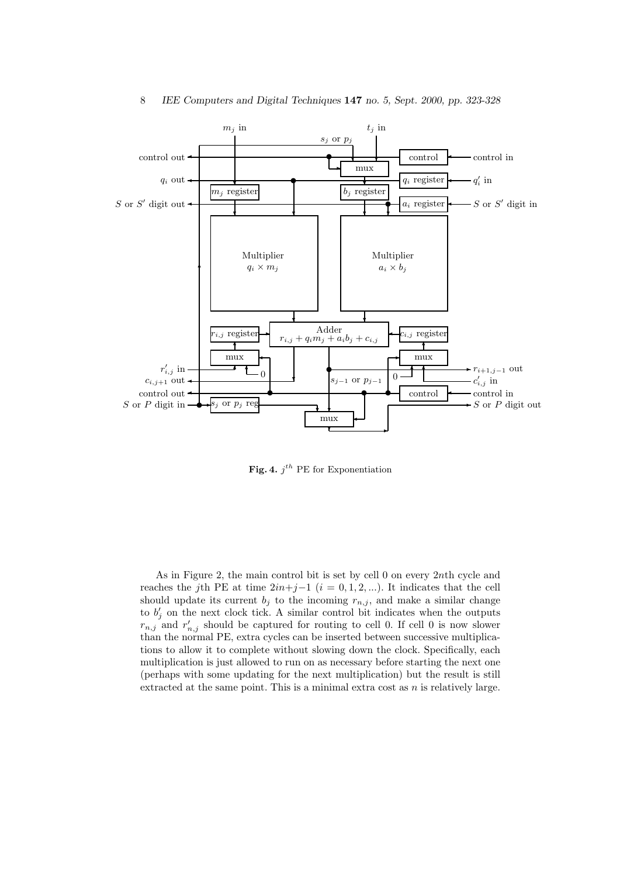**Fig. 4.** $j^{th}$ PE for Exponentiation

As in Figure 2, the main control bit is set by cell 0 on every $2n$th cycle and reaches the $j$th PE at time $2in+j-1$ $(i = 0, 1, 2, ...)$. It indicates that the cell should update its current $b_j$ to the incoming $r_{n,j}$, and make a similar change to $b'_j$ on the next clock tick. A similar control bit indicates when the outputs $r_{n,j}$ and $r'_{n,j}$ should be captured for routing to cell 0. If cell 0 is now slower than the normal PE, extra cycles can be inserted between successive multiplications to allow it to complete without slowing down the clock. Specifically, each multiplication is just allowed to run on as necessary before starting the next one (perhaps with some updating for the next multiplication) but the result is still extracted at the same point. This is a minimal extra cost as $n$ is relatively large.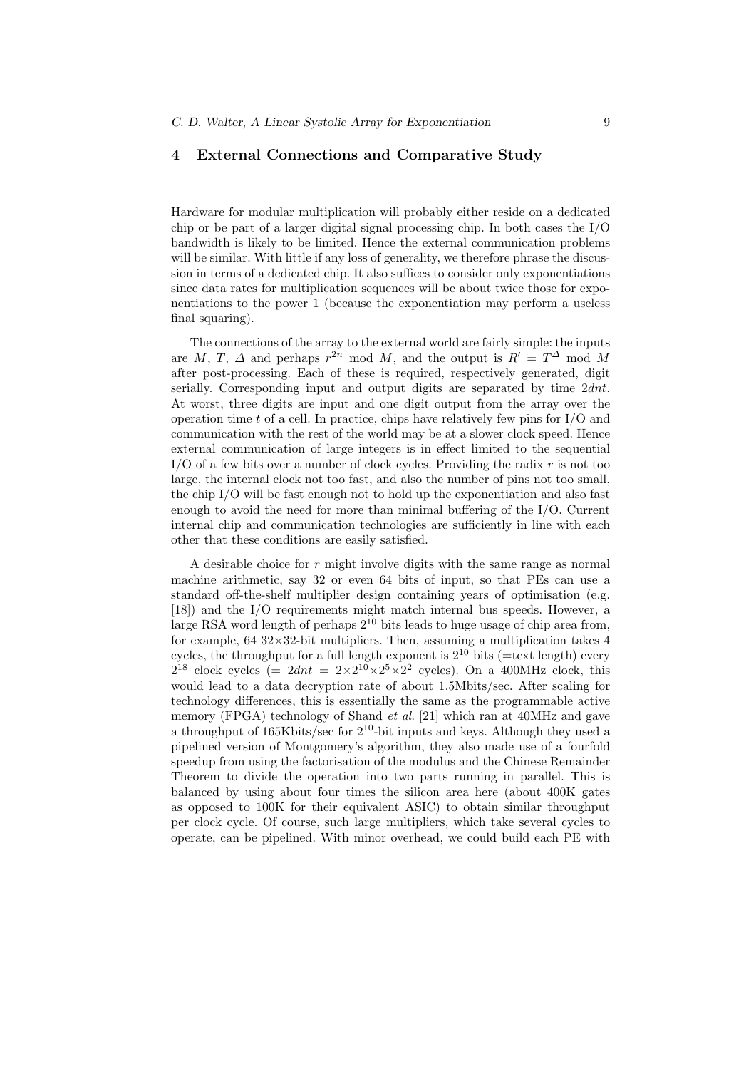## 4 External Connections and Comparative Study

Hardware for modular multiplication will probably either reside on a dedicated chip or be part of a larger digital signal processing chip. In both cases the I/O bandwidth is likely to be limited. Hence the external communication problems will be similar. With little if any loss of generality, we therefore phrase the discussion in terms of a dedicated chip. It also suffices to consider only exponentiations since data rates for multiplication sequences will be about twice those for exponentiations to the power 1 (because the exponentiation may perform a useless final squaring).

The connections of the array to the external world are fairly simple: the inputs are $M$, $T$, $\Delta$ and perhaps $r^{2n} \bmod M$, and the output is $R' = T^{\Delta} \bmod M$ after post-processing. Each of these is required, respectively generated, digit serially. Corresponding input and output digits are separated by time $2dnt$. At worst, three digits are input and one digit output from the array over the operation time $t$ of a cell. In practice, chips have relatively few pins for I/O and communication with the rest of the world may be at a slower clock speed. Hence external communication of large integers is in effect limited to the sequential I/O of a few bits over a number of clock cycles. Providing the radix $r$ is not too large, the internal clock not too fast, and also the number of pins not too small, the chip I/O will be fast enough not to hold up the exponentiation and also fast enough to avoid the need for more than minimal buffering of the I/O. Current internal chip and communication technologies are sufficiently in line with each other that these conditions are easily satisfied.

A desirable choice for $r$ might involve digits with the same range as normal machine arithmetic, say 32 or even 64 bits of input, so that PEs can use a standard off-the-shelf multiplier design containing years of optimisation (e.g. [18]) and the I/O requirements might match internal bus speeds. However, a large RSA word length of perhaps $2^{10}$ bits leads to huge usage of chip area from, for example, 64 $32\times 32$-bit multipliers. Then, assuming a multiplication takes 4 cycles, the throughput for a full length exponent is $2^{10}$ bits (=text length) every $2^{18}$ clock cycles ($= 2dnt = 2\times 2^{10}\times 2^{5}\times 2^{2}$ cycles). On a 400MHz clock, this would lead to a data decryption rate of about 1.5Mbits/sec. After scaling for technology differences, this is essentially the same as the programmable active memory (FPGA) technology of Shand *et al*. [21] which ran at 40MHz and gave a throughput of 165Kbits/sec for $2^{10}$-bit inputs and keys. Although they used a pipelined version of Montgomery's algorithm, they also made use of a fourfold speedup from using the factorisation of the modulus and the Chinese Remainder Theorem to divide the operation into two parts running in parallel. This is balanced by using about four times the silicon area here (about 400K gates as opposed to 100K for their equivalent ASIC) to obtain similar throughput per clock cycle. Of course, such large multipliers, which take several cycles to operate, can be pipelined. With minor overhead, we could build each PE with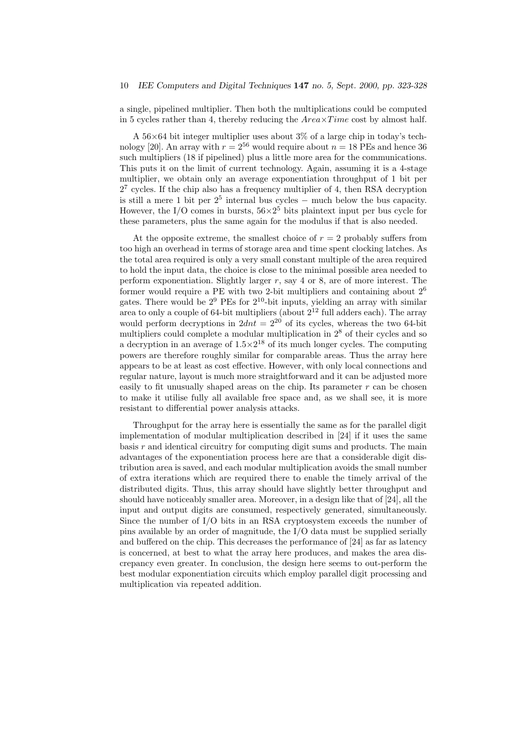a single, pipelined multiplier. Then both the multiplications could be computed in 5 cycles rather than 4, thereby reducing the $Area \times Time$ cost by almost half.

A 56×64 bit integer multiplier uses about 3% of a large chip in today's technology [20]. An array with $r = 2^{56}$ would require about $n = 18$ PEs and hence 36 such multipliers (18 if pipelined) plus a little more area for the communications. This puts it on the limit of current technology. Again, assuming it is a 4-stage multiplier, we obtain only an average exponentiation throughput of 1 bit per $2^7$ cycles. If the chip also has a frequency multiplier of 4, then RSA decryption is still a mere 1 bit per $2^5$ internal bus cycles − much below the bus capacity. However, the I/O comes in bursts, $56 \times 2^5$ bits plaintext input per bus cycle for these parameters, plus the same again for the modulus if that is also needed.

At the opposite extreme, the smallest choice of $r = 2$ probably suffers from too high an overhead in terms of storage area and time spent clocking latches. As the total area required is only a very small constant multiple of the area required to hold the input data, the choice is close to the minimal possible area needed to perform exponentiation. Slightly larger $r$, say 4 or 8, are of more interest. The former would require a PE with two 2-bit multipliers and containing about $2^6$ gates. There would be $2^9$ PEs for $2^{10}$-bit inputs, yielding an array with similar area to only a couple of 64-bit multipliers (about $2^{12}$ full adders each). The array would perform decryptions in $2dnt = 2^{20}$ of its cycles, whereas the two 64-bit multipliers could complete a modular multiplication in $2^8$ of their cycles and so a decryption in an average of $1.5 \times 2^{18}$ of its much longer cycles. The computing powers are therefore roughly similar for comparable areas. Thus the array here appears to be at least as cost effective. However, with only local connections and regular nature, layout is much more straightforward and it can be adjusted more easily to fit unusually shaped areas on the chip. Its parameter $r$ can be chosen to make it utilise fully all available free space and, as we shall see, it is more resistant to differential power analysis attacks.

Throughput for the array here is essentially the same as for the parallel digit implementation of modular multiplication described in [24] if it uses the same basis $r$ and identical circuitry for computing digit sums and products. The main advantages of the exponentiation process here are that a considerable digit distribution area is saved, and each modular multiplication avoids the small number of extra iterations which are required there to enable the timely arrival of the distributed digits. Thus, this array should have slightly better throughput and should have noticeably smaller area. Moreover, in a design like that of [24], all the input and output digits are consumed, respectively generated, simultaneously. Since the number of I/O bits in an RSA cryptosystem exceeds the number of pins available by an order of magnitude, the I/O data must be supplied serially and buffered on the chip. This decreases the performance of [24] as far as latency is concerned, at best to what the array here produces, and makes the area discrepancy even greater. In conclusion, the design here seems to out-perform the best modular exponentiation circuits which employ parallel digit processing and multiplication via repeated addition.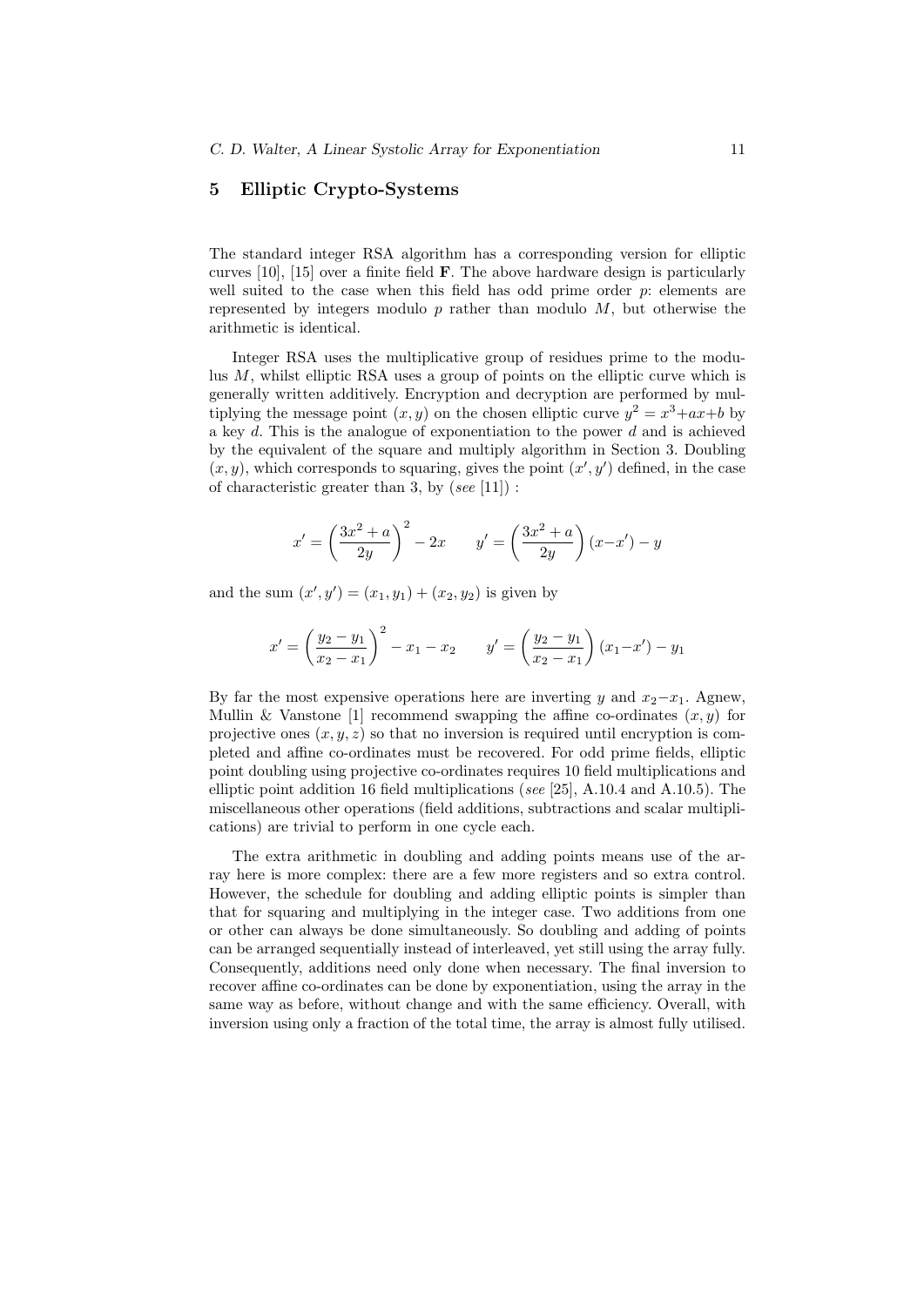## 5 Elliptic Crypto-Systems

The standard integer RSA algorithm has a corresponding version for elliptic curves [10], [15] over a finite field **F**. The above hardware design is particularly well suited to the case when this field has odd prime order $p$: elements are represented by integers modulo $p$ rather than modulo $M$, but otherwise the arithmetic is identical.

Integer RSA uses the multiplicative group of residues prime to the modulus $M$, whilst elliptic RSA uses a group of points on the elliptic curve which is generally written additively. Encryption and decryption are performed by multiplying the message point $(x, y)$ on the chosen elliptic curve $y^2 = x^3+ax+b$ by a key $d$. This is the analogue of exponentiation to the power $d$ and is achieved by the equivalent of the square and multiply algorithm in Section 3. Doubling $(x, y)$, which corresponds to squaring, gives the point $(x', y')$ defined, in the case of characteristic greater than 3, by (*see* [11]) :

$$x' = \left(\frac{3x^2+a}{2y}\right)^2 - 2x \qquad y' = \left(\frac{3x^2+a}{2y}\right)(x-x') - y$$

and the sum $(x', y') = (x_1, y_1) + (x_2, y_2)$ is given by

$$x' = \left(\frac{y_2-y_1}{x_2-x_1}\right)^2 - x_1 - x_2 \qquad y' = \left(\frac{y_2-y_1}{x_2-x_1}\right)(x_1-x') - y_1$$

By far the most expensive operations here are inverting $y$ and $x_2-x_1$. Agnew, Mullin & Vanstone [1] recommend swapping the affine co-ordinates $(x, y)$ for projective ones $(x, y, z)$ so that no inversion is required until encryption is completed and affine co-ordinates must be recovered. For odd prime fields, elliptic point doubling using projective co-ordinates requires 10 field multiplications and elliptic point addition 16 field multiplications (*see* [25], A.10.4 and A.10.5). The miscellaneous other operations (field additions, subtractions and scalar multiplications) are trivial to perform in one cycle each.

The extra arithmetic in doubling and adding points means use of the array here is more complex: there are a few more registers and so extra control. However, the schedule for doubling and adding elliptic points is simpler than that for squaring and multiplying in the integer case. Two additions from one or other can always be done simultaneously. So doubling and adding of points can be arranged sequentially instead of interleaved, yet still using the array fully. Consequently, additions need only done when necessary. The final inversion to recover affine co-ordinates can be done by exponentiation, using the array in the same way as before, without change and with the same efficiency. Overall, with inversion using only a fraction of the total time, the array is almost fully utilised.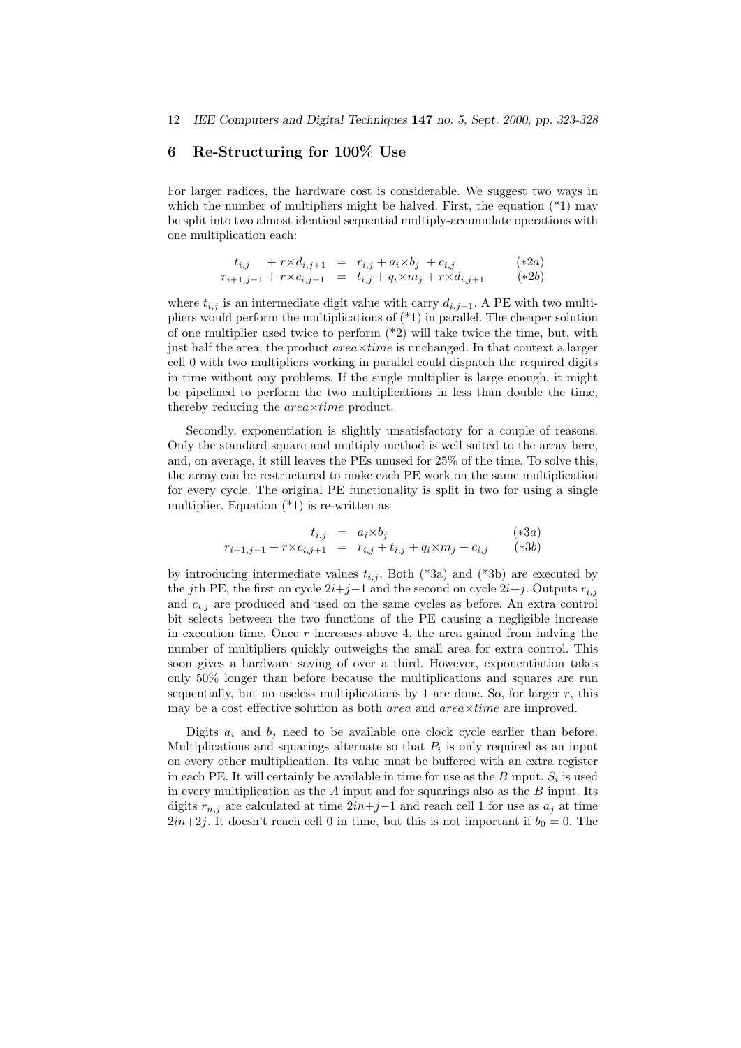## 6 Re-Structuring for 100% Use

For larger radices, the hardware cost is considerable. We suggest two ways in which the number of multipliers might be halved. First, the equation (*1) may be split into two almost identical sequential multiply-accumulate operations with one multiplication each:

$$
\begin{array}{rcll}
t_{i,j} \quad + r\times d_{i,j+1} & = & r_{i,j} + a_i\times b_j \ + c_{i,j} & (*2a) \\
r_{i+1,j-1} + r\times c_{i,j+1} & = & t_{i,j} + q_i\times m_j + r\times d_{i,j+1} & (*2b)
\end{array}
$$

where $t_{i,j}$ is an intermediate digit value with carry $d_{i,j+1}$. A PE with two multipliers would perform the multiplications of (*1) in parallel. The cheaper solution of one multiplier used twice to perform (*2) will take twice the time, but, with just half the area, the product *area*×*time* is unchanged. In that context a larger cell 0 with two multipliers working in parallel could dispatch the required digits in time without any problems. If the single multiplier is large enough, it might be pipelined to perform the two multiplications in less than double the time, thereby reducing the *area*×*time* product.

Secondly, exponentiation is slightly unsatisfactory for a couple of reasons. Only the standard square and multiply method is well suited to the array here, and, on average, it still leaves the PEs unused for 25% of the time. To solve this, the array can be restructured to make each PE work on the same multiplication for every cycle. The original PE functionality is split in two for using a single multiplier. Equation (*1) is re-written as

$$
\begin{array}{rcll}
t_{i,j} & = & a_i\times b_j & (*3a) \\
r_{i+1,j-1} + r\times c_{i,j+1} & = & r_{i,j} + t_{i,j} + q_i\times m_j + c_{i,j} & (*3b)
\end{array}
$$

by introducing intermediate values $t_{i,j}$. Both (*3a) and (*3b) are executed by the $j$th PE, the first on cycle $2i+j-1$ and the second on cycle $2i+j$. Outputs $r_{i,j}$ and $c_{i,j}$ are produced and used on the same cycles as before. An extra control bit selects between the two functions of the PE causing a negligible increase in execution time. Once $r$ increases above 4, the area gained from halving the number of multipliers quickly outweighs the small area for extra control. This soon gives a hardware saving of over a third. However, exponentiation takes only 50% longer than before because the multiplications and squares are run sequentially, but no useless multiplications by 1 are done. So, for larger $r$, this may be a cost effective solution as both *area* and *area*×*time* are improved.

Digits $a_i$ and $b_j$ need to be available one clock cycle earlier than before. Multiplications and squarings alternate so that $P_i$ is only required as an input on every other multiplication. Its value must be buffered with an extra register in each PE. It will certainly be available in time for use as the $B$ input. $S_i$ is used in every multiplication as the $A$ input and for squarings also as the $B$ input. Its digits $r_{n,j}$ are calculated at time $2in+j-1$ and reach cell 1 for use as $a_j$ at time $2in+2j$. It doesn't reach cell 0 in time, but this is not important if $b_0 = 0$. The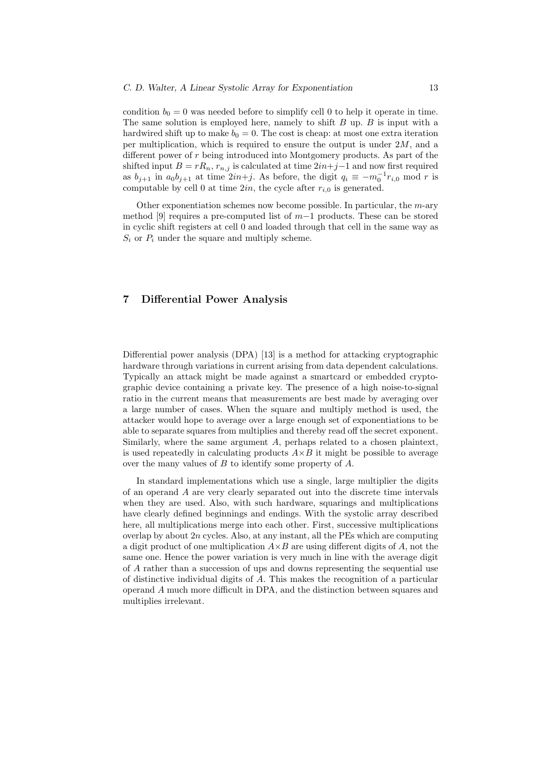condition $b_0 = 0$ was needed before to simplify cell 0 to help it operate in time. The same solution is employed here, namely to shift $B$ up. $B$ is input with a hardwired shift up to make $b_0 = 0$. The cost is cheap: at most one extra iteration per multiplication, which is required to ensure the output is under $2M$, and a different power of $r$ being introduced into Montgomery products. As part of the shifted input $B = rR_n$, $r_{n,j}$ is calculated at time $2in+j-1$ and now first required as $b_{j+1}$ in $a_0 b_{j+1}$ at time $2in+j$. As before, the digit $q_i \equiv -m_0^{-1} r_{i,0} \bmod r$ is computable by cell 0 at time $2in$, the cycle after $r_{i,0}$ is generated.

Other exponentiation schemes now become possible. In particular, the $m$-ary method [9] requires a pre-computed list of $m-1$ products. These can be stored in cyclic shift registers at cell 0 and loaded through that cell in the same way as $S_i$ or $P_i$ under the square and multiply scheme.

## 7 Differential Power Analysis

Differential power analysis (DPA) [13] is a method for attacking cryptographic hardware through variations in current arising from data dependent calculations. Typically an attack might be made against a smartcard or embedded cryptographic device containing a private key. The presence of a high noise-to-signal ratio in the current means that measurements are best made by averaging over a large number of cases. When the square and multiply method is used, the attacker would hope to average over a large enough set of exponentiations to be able to separate squares from multiplies and thereby read off the secret exponent. Similarly, where the same argument $A$, perhaps related to a chosen plaintext, is used repeatedly in calculating products $A \times B$ it might be possible to average over the many values of $B$ to identify some property of $A$.

In standard implementations which use a single, large multiplier the digits of an operand $A$ are very clearly separated out into the discrete time intervals when they are used. Also, with such hardware, squarings and multiplications have clearly defined beginnings and endings. With the systolic array described here, all multiplications merge into each other. First, successive multiplications overlap by about $2n$ cycles. Also, at any instant, all the PEs which are computing a digit product of one multiplication $A \times B$ are using different digits of $A$, not the same one. Hence the power variation is very much in line with the average digit of $A$ rather than a succession of ups and downs representing the sequential use of distinctive individual digits of $A$. This makes the recognition of a particular operand $A$ much more difficult in DPA, and the distinction between squares and multiplies irrelevant.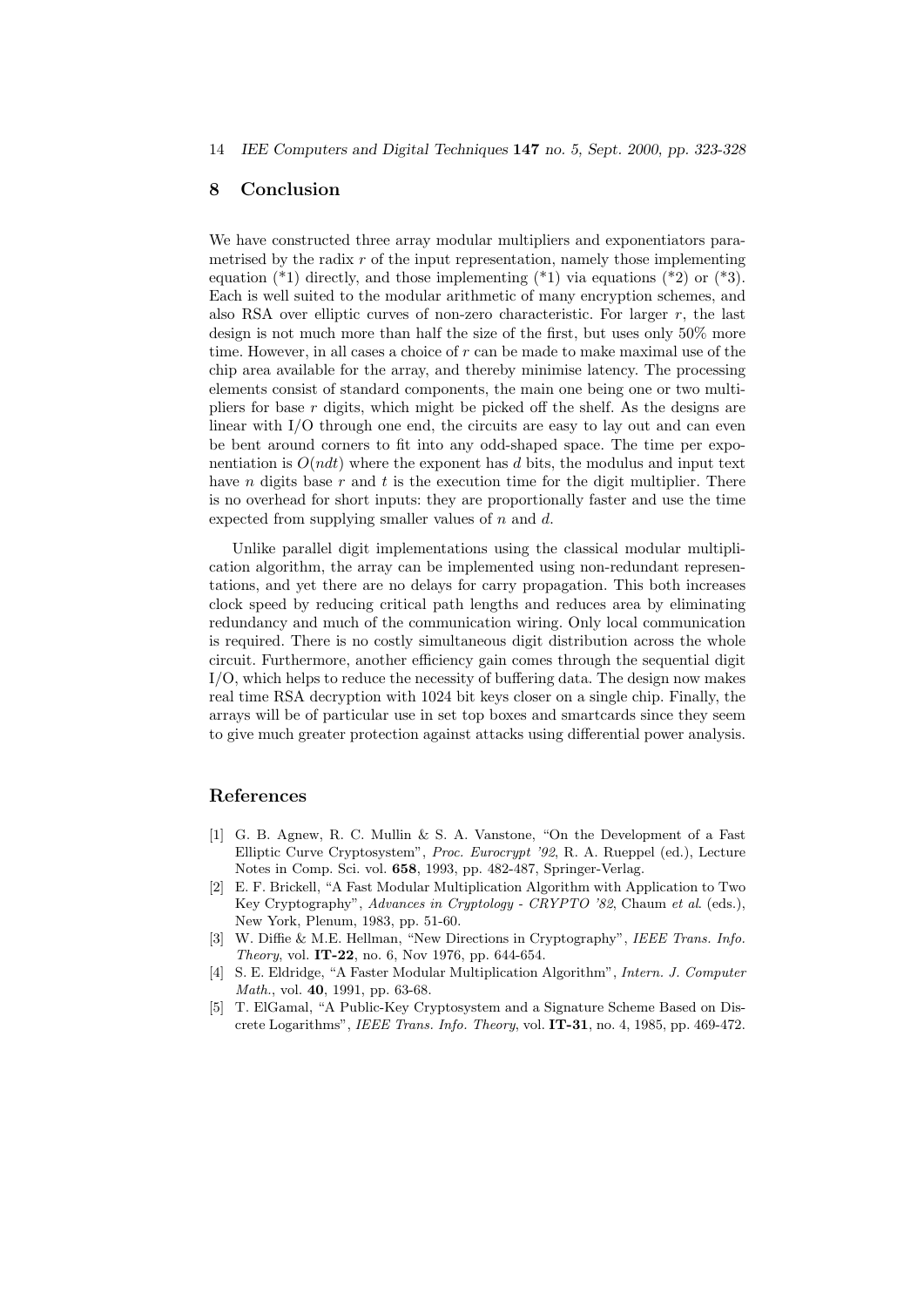## 8 Conclusion

We have constructed three array modular multipliers and exponentiators parametrised by the radix $r$ of the input representation, namely those implementing equation (*1) directly, and those implementing (*1) via equations (*2) or (*3). Each is well suited to the modular arithmetic of many encryption schemes, and also RSA over elliptic curves of non-zero characteristic. For larger $r$, the last design is not much more than half the size of the first, but uses only 50% more time. However, in all cases a choice of $r$ can be made to make maximal use of the chip area available for the array, and thereby minimise latency. The processing elements consist of standard components, the main one being one or two multipliers for base $r$ digits, which might be picked off the shelf. As the designs are linear with I/O through one end, the circuits are easy to lay out and can even be bent around corners to fit into any odd-shaped space. The time per exponentiation is $O(ndt)$ where the exponent has $d$ bits, the modulus and input text have $n$ digits base $r$ and $t$ is the execution time for the digit multiplier. There is no overhead for short inputs: they are proportionally faster and use the time expected from supplying smaller values of $n$ and $d$.

Unlike parallel digit implementations using the classical modular multiplication algorithm, the array can be implemented using non-redundant representations, and yet there are no delays for carry propagation. This both increases clock speed by reducing critical path lengths and reduces area by eliminating redundancy and much of the communication wiring. Only local communication is required. There is no costly simultaneous digit distribution across the whole circuit. Furthermore, another efficiency gain comes through the sequential digit I/O, which helps to reduce the necessity of buffering data. The design now makes real time RSA decryption with 1024 bit keys closer on a single chip. Finally, the arrays will be of particular use in set top boxes and smartcards since they seem to give much greater protection against attacks using differential power analysis.

## References

[1] G. B. Agnew, R. C. Mullin & S. A. Vanstone, "On the Development of a Fast Elliptic Curve Cryptosystem", *Proc. Eurocrypt '92*, R. A. Rueppel (ed.), Lecture Notes in Comp. Sci. vol. **658**, 1993, pp. 482-487, Springer-Verlag.

[2] E. F. Brickell, "A Fast Modular Multiplication Algorithm with Application to Two Key Cryptography", *Advances in Cryptology - CRYPTO '82*, Chaum *et al*. (eds.), New York, Plenum, 1983, pp. 51-60.

[3] W. Diffie & M.E. Hellman, "New Directions in Cryptography", *IEEE Trans. Info. Theory*, vol. **IT-22**, no. 6, Nov 1976, pp. 644-654.

[4] S. E. Eldridge, "A Faster Modular Multiplication Algorithm", *Intern. J. Computer Math.*, vol. **40**, 1991, pp. 63-68.

[5] T. ElGamal, "A Public-Key Cryptosystem and a Signature Scheme Based on Discrete Logarithms", *IEEE Trans. Info. Theory*, vol. **IT-31**, no. 4, 1985, pp. 469-472.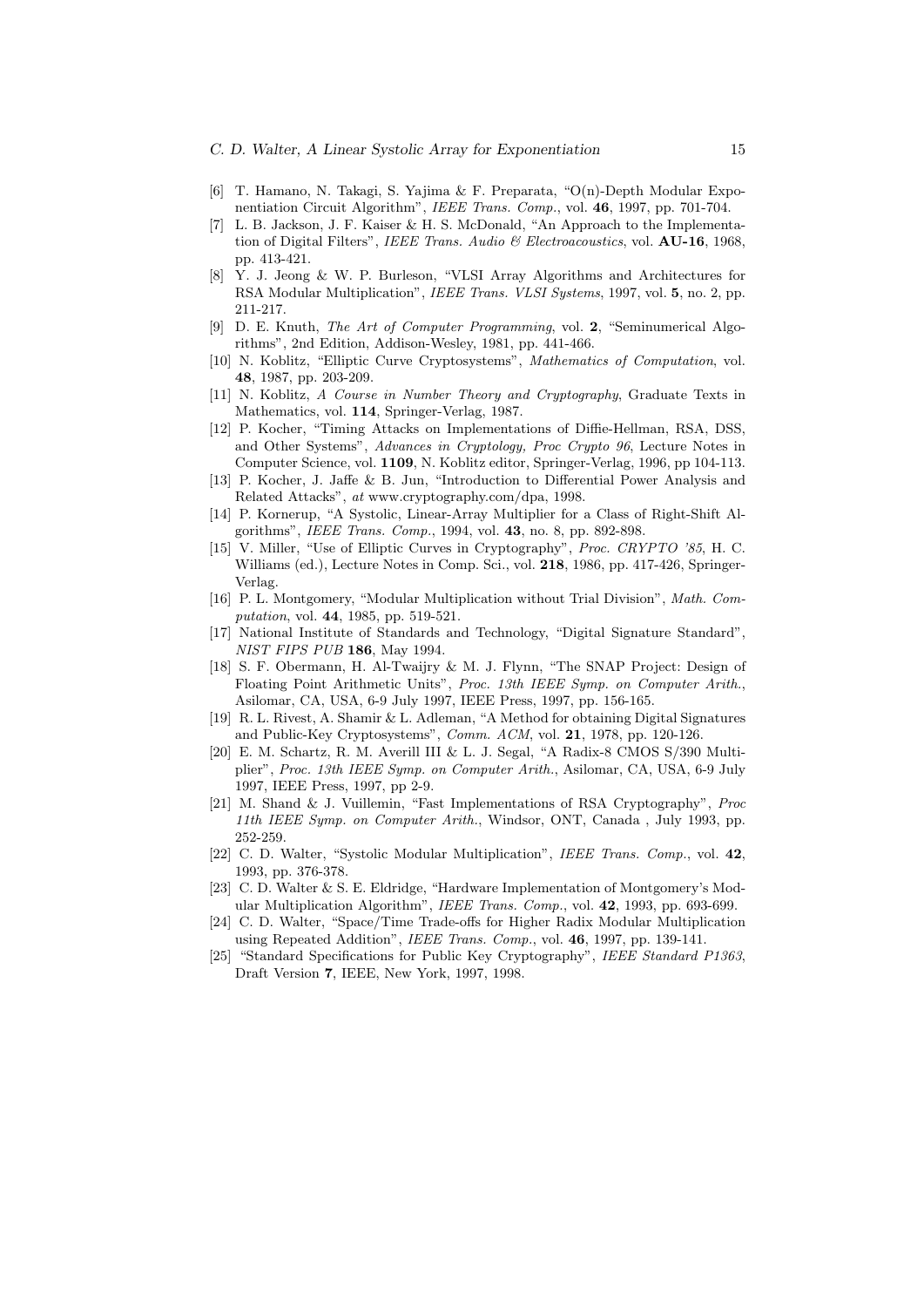[6] T. Hamano, N. Takagi, S. Yajima & F. Preparata, "O(n)-Depth Modular Exponentiation Circuit Algorithm", *IEEE Trans. Comp.*, vol. **46**, 1997, pp. 701-704.

[7] L. B. Jackson, J. F. Kaiser & H. S. McDonald, "An Approach to the Implementation of Digital Filters", *IEEE Trans. Audio & Electroacoustics*, vol. **AU-16**, 1968, pp. 413-421.

[8] Y. J. Jeong & W. P. Burleson, "VLSI Array Algorithms and Architectures for RSA Modular Multiplication", *IEEE Trans. VLSI Systems*, 1997, vol. **5**, no. 2, pp. 211-217.

[9] D. E. Knuth, *The Art of Computer Programming*, vol. **2**, "Seminumerical Algorithms", 2nd Edition, Addison-Wesley, 1981, pp. 441-466.

[10] N. Koblitz, "Elliptic Curve Cryptosystems", *Mathematics of Computation*, vol. **48**, 1987, pp. 203-209.

[11] N. Koblitz, *A Course in Number Theory and Cryptography*, Graduate Texts in Mathematics, vol. **114**, Springer-Verlag, 1987.

[12] P. Kocher, "Timing Attacks on Implementations of Diffie-Hellman, RSA, DSS, and Other Systems", *Advances in Cryptology, Proc Crypto 96*, Lecture Notes in Computer Science, vol. **1109**, N. Koblitz editor, Springer-Verlag, 1996, pp 104-113.

[13] P. Kocher, J. Jaffe & B. Jun, "Introduction to Differential Power Analysis and Related Attacks", *at* www.cryptography.com/dpa, 1998.

[14] P. Kornerup, "A Systolic, Linear-Array Multiplier for a Class of Right-Shift Algorithms", *IEEE Trans. Comp.*, 1994, vol. **43**, no. 8, pp. 892-898.

[15] V. Miller, "Use of Elliptic Curves in Cryptography", *Proc. CRYPTO '85*, H. C. Williams (ed.), Lecture Notes in Comp. Sci., vol. **218**, 1986, pp. 417-426, Springer-Verlag.

[16] P. L. Montgomery, "Modular Multiplication without Trial Division", *Math. Computation*, vol. **44**, 1985, pp. 519-521.

[17] National Institute of Standards and Technology, "Digital Signature Standard", *NIST FIPS PUB* **186**, May 1994.

[18] S. F. Obermann, H. Al-Twaijry & M. J. Flynn, "The SNAP Project: Design of Floating Point Arithmetic Units", *Proc. 13th IEEE Symp. on Computer Arith.*, Asilomar, CA, USA, 6-9 July 1997, IEEE Press, 1997, pp. 156-165.

[19] R. L. Rivest, A. Shamir & L. Adleman, "A Method for obtaining Digital Signatures and Public-Key Cryptosystems", *Comm. ACM*, vol. **21**, 1978, pp. 120-126.

[20] E. M. Schartz, R. M. Averill III & L. J. Segal, "A Radix-8 CMOS S/390 Multiplier", *Proc. 13th IEEE Symp. on Computer Arith.*, Asilomar, CA, USA, 6-9 July 1997, IEEE Press, 1997, pp 2-9.

[21] M. Shand & J. Vuillemin, "Fast Implementations of RSA Cryptography", *Proc 11th IEEE Symp. on Computer Arith.*, Windsor, ONT, Canada , July 1993, pp. 252-259.

[22] C. D. Walter, "Systolic Modular Multiplication", *IEEE Trans. Comp.*, vol. **42**, 1993, pp. 376-378.

[23] C. D. Walter & S. E. Eldridge, "Hardware Implementation of Montgomery's Modular Multiplication Algorithm", *IEEE Trans. Comp.*, vol. **42**, 1993, pp. 693-699.

[24] C. D. Walter, "Space/Time Trade-offs for Higher Radix Modular Multiplication using Repeated Addition", *IEEE Trans. Comp.*, vol. **46**, 1997, pp. 139-141.

[25] "Standard Specifications for Public Key Cryptography", *IEEE Standard P1363*, Draft Version **7**, IEEE, New York, 1997, 1998.